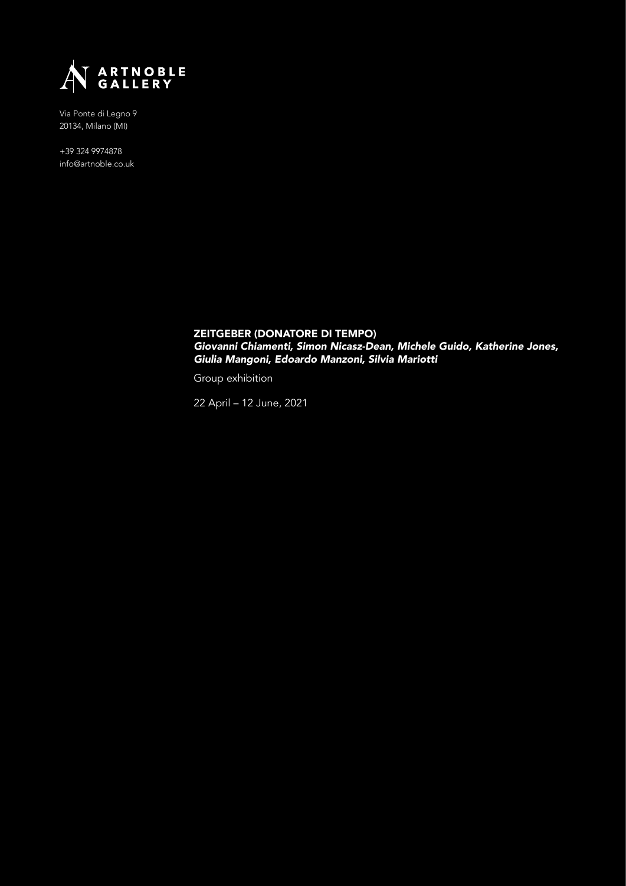ARTNOBLE GALLERY

Via Ponte di Legno 9
20134, Milano (MI)

+39 324 9974878
info@artnoble.co.uk

# ZEITGEBER (DONATORE DI TEMPO)

***Giovanni Chiamenti, Simon Nicasz-Dean, Michele Guido, Katherine Jones, Giulia Mangoni, Edoardo Manzoni, Silvia Mariotti***

Group exhibition

22 April – 12 June, 2021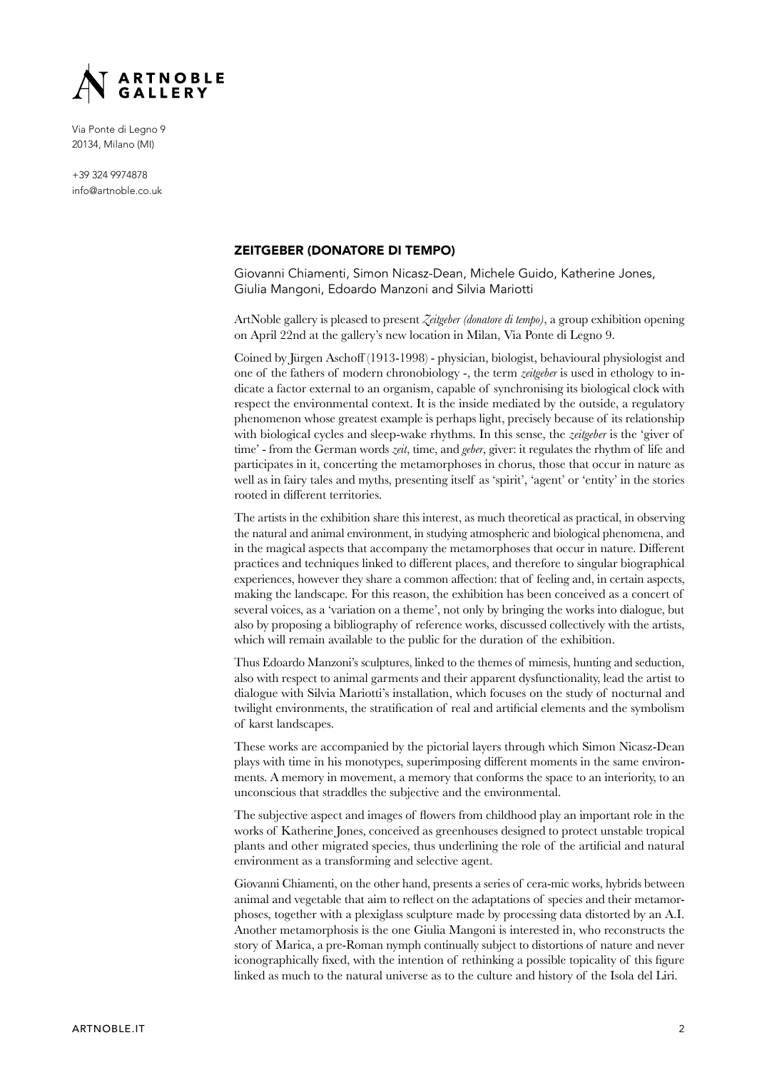ARTNOBLE GALLERY

Via Ponte di Legno 9
20134, Milano (MI)

+39 324 9974878
info@artnoble.co.uk

## ZEITGEBER (DONATORE DI TEMPO)

Giovanni Chiamenti, Simon Nicasz-Dean, Michele Guido, Katherine Jones, Giulia Mangoni, Edoardo Manzoni and Silvia Mariotti

ArtNoble gallery is pleased to present *Zeitgeber (donatore di tempo)*, a group exhibition opening on April 22nd at the gallery's new location in Milan, Via Ponte di Legno 9.

Coined by Jürgen Aschoff (1913-1998) - physician, biologist, behavioural physiologist and one of the fathers of modern chronobiology -, the term *zeitgeber* is used in ethology to indicate a factor external to an organism, capable of synchronising its biological clock with respect the environmental context. It is the inside mediated by the outside, a regulatory phenomenon whose greatest example is perhaps light, precisely because of its relationship with biological cycles and sleep-wake rhythms. In this sense, the *zeitgeber* is the 'giver of time' - from the German words *zeit*, time, and *geber*, giver: it regulates the rhythm of life and participates in it, concerting the metamorphoses in chorus, those that occur in nature as well as in fairy tales and myths, presenting itself as 'spirit', 'agent' or 'entity' in the stories rooted in different territories.

The artists in the exhibition share this interest, as much theoretical as practical, in observing the natural and animal environment, in studying atmospheric and biological phenomena, and in the magical aspects that accompany the metamorphoses that occur in nature. Different practices and techniques linked to different places, and therefore to singular biographical experiences, however they share a common affection: that of feeling and, in certain aspects, making the landscape. For this reason, the exhibition has been conceived as a concert of several voices, as a 'variation on a theme', not only by bringing the works into dialogue, but also by proposing a bibliography of reference works, discussed collectively with the artists, which will remain available to the public for the duration of the exhibition.

Thus Edoardo Manzoni's sculptures, linked to the themes of mimesis, hunting and seduction, also with respect to animal garments and their apparent dysfunctionality, lead the artist to dialogue with Silvia Mariotti's installation, which focuses on the study of nocturnal and twilight environments, the stratification of real and artificial elements and the symbolism of karst landscapes.

These works are accompanied by the pictorial layers through which Simon Nicasz-Dean plays with time in his monotypes, superimposing different moments in the same environments. A memory in movement, a memory that conforms the space to an interiority, to an unconscious that straddles the subjective and the environmental.

The subjective aspect and images of flowers from childhood play an important role in the works of Katherine Jones, conceived as greenhouses designed to protect unstable tropical plants and other migrated species, thus underlining the role of the artificial and natural environment as a transforming and selective agent.

Giovanni Chiamenti, on the other hand, presents a series of cera-mic works, hybrids between animal and vegetable that aim to reflect on the adaptations of species and their metamorphoses, together with a plexiglass sculpture made by processing data distorted by an A.I. Another metamorphosis is the one Giulia Mangoni is interested in, who reconstructs the story of Marica, a pre-Roman nymph continually subject to distortions of nature and never iconographically fixed, with the intention of rethinking a possible topicality of this figure linked as much to the natural universe as to the culture and history of the Isola del Liri.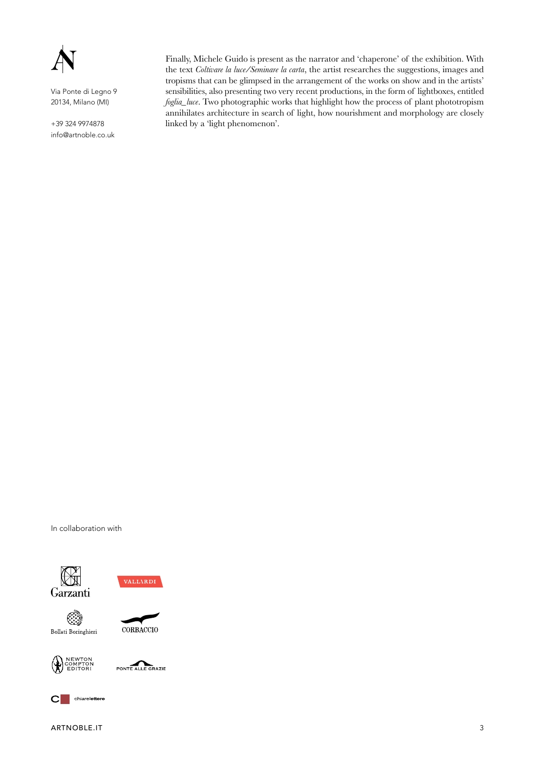Via Ponte di Legno 9
20134, Milano (MI)

+39 324 9974878
info@artnoble.co.uk

Finally, Michele Guido is present as the narrator and 'chaperone' of the exhibition. With the text *Coltivare la luce/Seminare la carta*, the artist researches the suggestions, images and tropisms that can be glimpsed in the arrangement of the works on show and in the artists' sensibilities, also presenting two very recent productions, in the form of lightboxes, entitled *foglia_luce*. Two photographic works that highlight how the process of plant phototropism annihilates architecture in search of light, how nourishment and morphology are closely linked by a 'light phenomenon'.

In collaboration with

Garzanti

VALLARDI

Bollati Boringhieri

CORBACCIO

NEWTON COMPTON EDITORI

PONTE ALLE GRAZIE

chiarelettere

ARTNOBLE.IT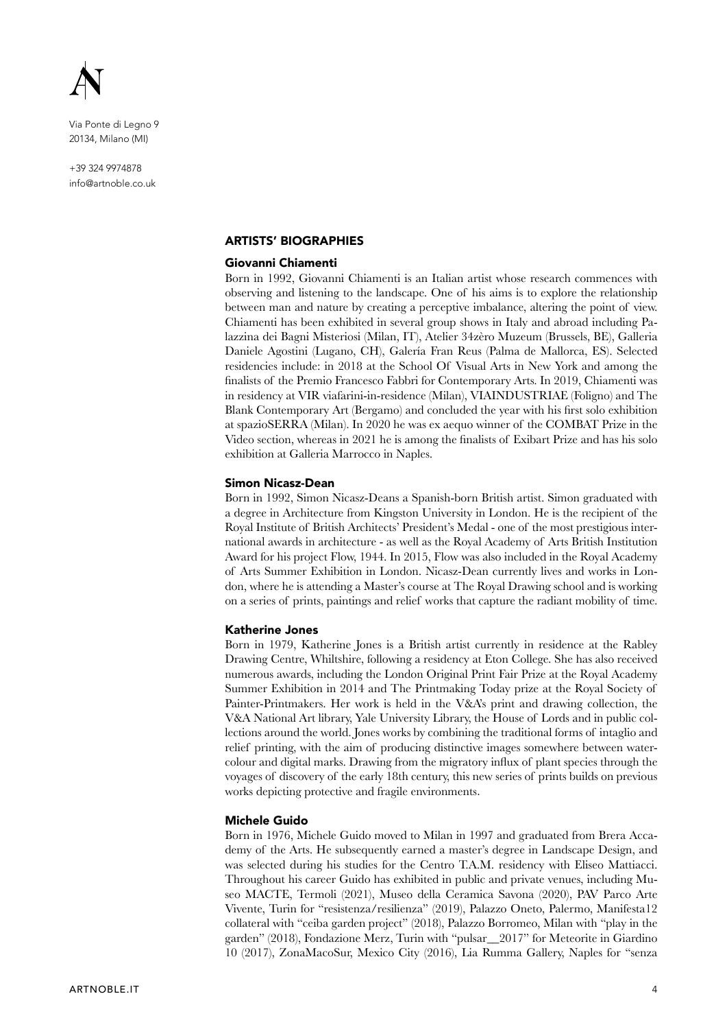## ARTISTS' BIOGRAPHIES

### Giovanni Chiamenti

Born in 1992, Giovanni Chiamenti is an Italian artist whose research commences with observing and listening to the landscape. One of his aims is to explore the relationship between man and nature by creating a perceptive imbalance, altering the point of view. Chiamenti has been exhibited in several group shows in Italy and abroad including Palazzina dei Bagni Misteriosi (Milan, IT), Atelier 34zèro Muzeum (Brussels, BE), Galleria Daniele Agostini (Lugano, CH), Galería Fran Reus (Palma de Mallorca, ES). Selected residencies include: in 2018 at the School Of Visual Arts in New York and among the finalists of the Premio Francesco Fabbri for Contemporary Arts. In 2019, Chiamenti was in residency at VIR viafarini-in-residence (Milan), VIAINDUSTRIAE (Foligno) and The Blank Contemporary Art (Bergamo) and concluded the year with his first solo exhibition at spazioSERRA (Milan). In 2020 he was ex aequo winner of the COMBAT Prize in the Video section, whereas in 2021 he is among the finalists of Exibart Prize and has his solo exhibition at Galleria Marrocco in Naples.

### Simon Nicasz-Dean

Born in 1992, Simon Nicasz-Deans a Spanish-born British artist. Simon graduated with a degree in Architecture from Kingston University in London. He is the recipient of the Royal Institute of British Architects' President's Medal - one of the most prestigious international awards in architecture - as well as the Royal Academy of Arts British Institution Award for his project Flow, 1944. In 2015, Flow was also included in the Royal Academy of Arts Summer Exhibition in London. Nicasz-Dean currently lives and works in London, where he is attending a Master's course at The Royal Drawing school and is working on a series of prints, paintings and relief works that capture the radiant mobility of time.

### Katherine Jones

Born in 1979, Katherine Jones is a British artist currently in residence at the Rabley Drawing Centre, Whiltshire, following a residency at Eton College. She has also received numerous awards, including the London Original Print Fair Prize at the Royal Academy Summer Exhibition in 2014 and The Printmaking Today prize at the Royal Society of Painter-Printmakers. Her work is held in the V&A's print and drawing collection, the V&A National Art library, Yale University Library, the House of Lords and in public collections around the world. Jones works by combining the traditional forms of intaglio and relief printing, with the aim of producing distinctive images somewhere between watercolour and digital marks. Drawing from the migratory influx of plant species through the voyages of discovery of the early 18th century, this new series of prints builds on previous works depicting protective and fragile environments.

### Michele Guido

Born in 1976, Michele Guido moved to Milan in 1997 and graduated from Brera Accademy of the Arts. He subsequently earned a master's degree in Landscape Design, and was selected during his studies for the Centro T.A.M. residency with Eliseo Mattiacci. Throughout his career Guido has exhibited in public and private venues, including Museo MACTE, Termoli (2021), Museo della Ceramica Savona (2020), PAV Parco Arte Vivente, Turin for "resistenza/resilienza" (2019), Palazzo Oneto, Palermo, Manifesta12 collateral with "ceiba garden project" (2018), Palazzo Borromeo, Milan with "play in the garden" (2018), Fondazione Merz, Turin with "pulsar__2017" for Meteorite in Giardino 10 (2017), ZonaMacoSur, Mexico City (2016), Lia Rumma Gallery, Naples for "senza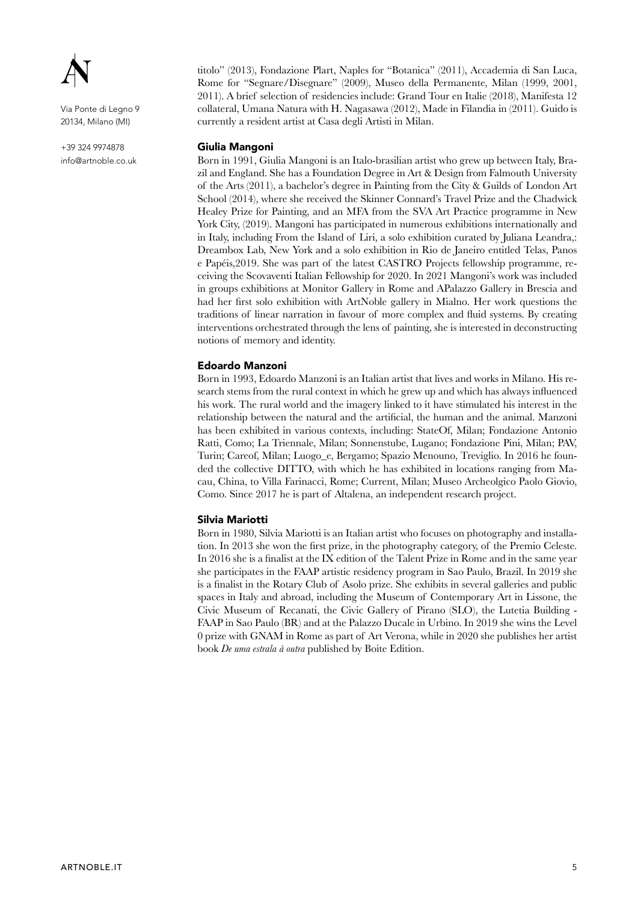titolo" (2013), Fondazione Plart, Naples for "Botanica" (2011), Accademia di San Luca, Rome for "Segnare/Disegnare" (2009), Museo della Permanente, Milan (1999, 2001, 2011). A brief selection of residencies include: Grand Tour en Italie (2018), Manifesta 12 collateral, Umana Natura with H. Nagasawa (2012), Made in Filandia in (2011). Guido is currently a resident artist at Casa degli Artisti in Milan.

### Giulia Mangoni

Born in 1991, Giulia Mangoni is an Italo-brasilian artist who grew up between Italy, Brazil and England. She has a Foundation Degree in Art & Design from Falmouth University of the Arts (2011), a bachelor's degree in Painting from the City & Guilds of London Art School (2014), where she received the Skinner Connard's Travel Prize and the Chadwick Healey Prize for Painting, and an MFA from the SVA Art Practice programme in New York City, (2019). Mangoni has participated in numerous exhibitions internationally and in Italy, including From the Island of Liri, a solo exhibition curated by Juliana Leandra,: Dreambox Lab, New York and a solo exhibition in Rio de Janeiro entitled Telas, Panos e Papéis,2019. She was part of the latest CASTRO Projects fellowship programme, receiving the Scovaventi Italian Fellowship for 2020. In 2021 Mangoni's work was included in groups exhibitions at Monitor Gallery in Rome and APalazzo Gallery in Brescia and had her first solo exhibition with ArtNoble gallery in Mialno. Her work questions the traditions of linear narration in favour of more complex and fluid systems. By creating interventions orchestrated through the lens of painting, she is interested in deconstructing notions of memory and identity.

### Edoardo Manzoni

Born in 1993, Edoardo Manzoni is an Italian artist that lives and works in Milano. His research stems from the rural context in which he grew up and which has always influenced his work. The rural world and the imagery linked to it have stimulated his interest in the relationship between the natural and the artificial, the human and the animal. Manzoni has been exhibited in various contexts, including: StateOf, Milan; Fondazione Antonio Ratti, Como; La Triennale, Milan; Sonnenstube, Lugano; Fondazione Pini, Milan; PAV, Turin; Careof, Milan; Luogo_e, Bergamo; Spazio Menouno, Treviglio. In 2016 he founded the collective DITTO, with which he has exhibited in locations ranging from Macau, China, to Villa Farinacci, Rome; Current, Milan; Museo Archeolgico Paolo Giovio, Como. Since 2017 he is part of Altalena, an independent research project.

### Silvia Mariotti

Born in 1980, Silvia Mariotti is an Italian artist who focuses on photography and installation. In 2013 she won the first prize, in the photography category, of the Premio Celeste. In 2016 she is a finalist at the IX edition of the Talent Prize in Rome and in the same year she participates in the FAAP artistic residency program in Sao Paulo, Brazil. In 2019 she is a finalist in the Rotary Club of Asolo prize. She exhibits in several galleries and public spaces in Italy and abroad, including the Museum of Contemporary Art in Lissone, the Civic Museum of Recanati, the Civic Gallery of Pirano (SLO), the Lutetia Building - FAAP in Sao Paulo (BR) and at the Palazzo Ducale in Urbino. In 2019 she wins the Level 0 prize with GNAM in Rome as part of Art Verona, while in 2020 she publishes her artist book *De uma estrala à outra* published by Boite Edition.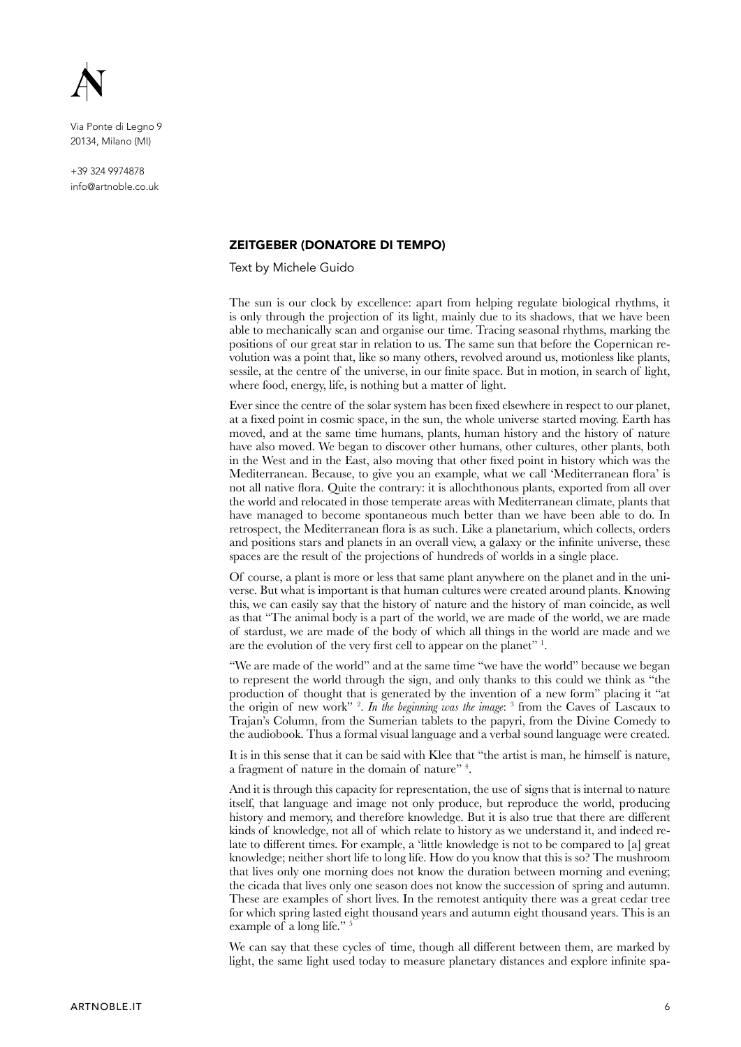Via Ponte di Legno 9
20134, Milano (MI)

+39 324 9974878
info@artnoble.co.uk

## ZEITGEBER (DONATORE DI TEMPO)

Text by Michele Guido

The sun is our clock by excellence: apart from helping regulate biological rhythms, it is only through the projection of its light, mainly due to its shadows, that we have been able to mechanically scan and organise our time. Tracing seasonal rhythms, marking the positions of our great star in relation to us. The same sun that before the Copernican revolution was a point that, like so many others, revolved around us, motionless like plants, sessile, at the centre of the universe, in our finite space. But in motion, in search of light, where food, energy, life, is nothing but a matter of light.

Ever since the centre of the solar system has been fixed elsewhere in respect to our planet, at a fixed point in cosmic space, in the sun, the whole universe started moving. Earth has moved, and at the same time humans, plants, human history and the history of nature have also moved. We began to discover other humans, other cultures, other plants, both in the West and in the East, also moving that other fixed point in history which was the Mediterranean. Because, to give you an example, what we call 'Mediterranean flora' is not all native flora. Quite the contrary: it is allochthonous plants, exported from all over the world and relocated in those temperate areas with Mediterranean climate, plants that have managed to become spontaneous much better than we have been able to do. In retrospect, the Mediterranean flora is as such. Like a planetarium, which collects, orders and positions stars and planets in an overall view, a galaxy or the infinite universe, these spaces are the result of the projections of hundreds of worlds in a single place.

Of course, a plant is more or less that same plant anywhere on the planet and in the universe. But what is important is that human cultures were created around plants. Knowing this, we can easily say that the history of nature and the history of man coincide, as well as that "The animal body is a part of the world, we are made of the world, we are made of stardust, we are made of the body of which all things in the world are made and we are the evolution of the very first cell to appear on the planet" [1].

"We are made of the world" and at the same time "we have the world" because we began to represent the world through the sign, and only thanks to this could we think as "the production of thought that is generated by the invention of a new form" placing it "at the origin of new work" [2]. *In the beginning was the image*: [3] from the Caves of Lascaux to Trajan's Column, from the Sumerian tablets to the papyri, from the Divine Comedy to the audiobook. Thus a formal visual language and a verbal sound language were created.

It is in this sense that it can be said with Klee that "the artist is man, he himself is nature, a fragment of nature in the domain of nature" [4].

And it is through this capacity for representation, the use of signs that is internal to nature itself, that language and image not only produce, but reproduce the world, producing history and memory, and therefore knowledge. But it is also true that there are different kinds of knowledge, not all of which relate to history as we understand it, and indeed relate to different times. For example, a 'little knowledge is not to be compared to [a] great knowledge; neither short life to long life. How do you know that this is so? The mushroom that lives only one morning does not know the duration between morning and evening; the cicada that lives only one season does not know the succession of spring and autumn. These are examples of short lives. In the remotest antiquity there was a great cedar tree for which spring lasted eight thousand years and autumn eight thousand years. This is an example of a long life." [5]

We can say that these cycles of time, though all different between them, are marked by light, the same light used today to measure planetary distances and explore infinite spa-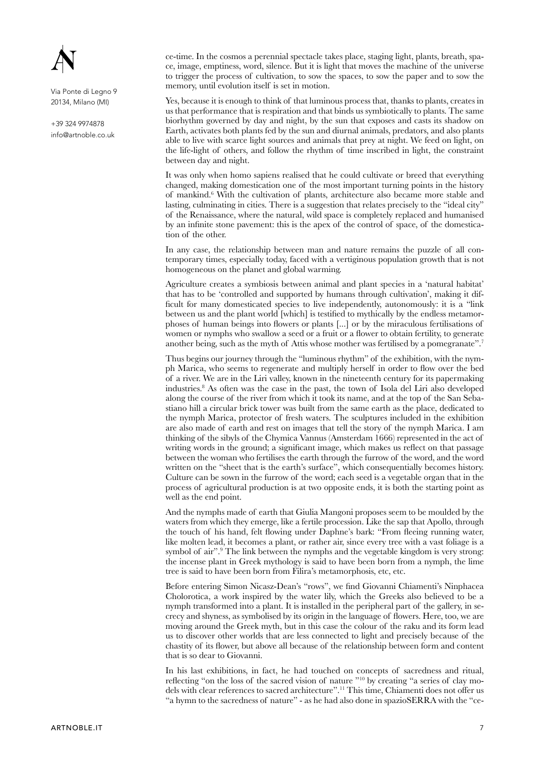ce-time. In the cosmos a perennial spectacle takes place, staging light, plants, breath, space, image, emptiness, word, silence. But it is light that moves the machine of the universe to trigger the process of cultivation, to sow the spaces, to sow the paper and to sow the memory, until evolution itself is set in motion.

Yes, because it is enough to think of that luminous process that, thanks to plants, creates in us that performance that is respiration and that binds us symbiotically to plants. The same biorhythm governed by day and night, by the sun that exposes and casts its shadow on Earth, activates both plants fed by the sun and diurnal animals, predators, and also plants able to live with scarce light sources and animals that prey at night. We feed on light, on the life-light of others, and follow the rhythm of time inscribed in light, the constraint between day and night.

It was only when homo sapiens realised that he could cultivate or breed that everything changed, making domestication one of the most important turning points in the history of mankind.[6] With the cultivation of plants, architecture also became more stable and lasting, culminating in cities. There is a suggestion that relates precisely to the "ideal city" of the Renaissance, where the natural, wild space is completely replaced and humanised by an infinite stone pavement: this is the apex of the control of space, of the domestication of the other.

In any case, the relationship between man and nature remains the puzzle of all contemporary times, especially today, faced with a vertiginous population growth that is not homogeneous on the planet and global warming.

Agriculture creates a symbiosis between animal and plant species in a 'natural habitat' that has to be 'controlled and supported by humans through cultivation', making it difficult for many domesticated species to live independently, autonomously: it is a "link between us and the plant world [which] is testified to mythically by the endless metamorphoses of human beings into flowers or plants [...] or by the miraculous fertilisations of women or nymphs who swallow a seed or a fruit or a flower to obtain fertility, to generate another being, such as the myth of Attis whose mother was fertilised by a pomegranate".[7]

Thus begins our journey through the "luminous rhythm" of the exhibition, with the nymph Marica, who seems to regenerate and multiply herself in order to flow over the bed of a river. We are in the Liri valley, known in the nineteenth century for its papermaking industries.[8] As often was the case in the past, the town of Isola del Liri also developed along the course of the river from which it took its name, and at the top of the San Sebastiano hill a circular brick tower was built from the same earth as the place, dedicated to the nymph Marica, protector of fresh waters. The sculptures included in the exhibition are also made of earth and rest on images that tell the story of the nymph Marica. I am thinking of the sibyls of the Chymica Vannus (Amsterdam 1666) represented in the act of writing words in the ground; a significant image, which makes us reflect on that passage between the woman who fertilises the earth through the furrow of the word, and the word written on the "sheet that is the earth's surface", which consequentially becomes history. Culture can be sown in the furrow of the word; each seed is a vegetable organ that in the process of agricultural production is at two opposite ends, it is both the starting point as well as the end point.

And the nymphs made of earth that Giulia Mangoni proposes seem to be moulded by the waters from which they emerge, like a fertile procession. Like the sap that Apollo, through the touch of his hand, felt flowing under Daphne's bark: "From fleeing running water, like molten lead, it becomes a plant, or rather air, since every tree with a vast foliage is a symbol of air".[9] The link between the nymphs and the vegetable kingdom is very strong: the incense plant in Greek mythology is said to have been born from a nymph, the lime tree is said to have been born from Filira's metamorphosis, etc, etc.

Before entering Simon Nicasz-Dean's "rows", we find Giovanni Chiamenti's Ninphacea Cholorotica, a work inspired by the water lily, which the Greeks also believed to be a nymph transformed into a plant. It is installed in the peripheral part of the gallery, in secrecy and shyness, as symbolised by its origin in the language of flowers. Here, too, we are moving around the Greek myth, but in this case the colour of the raku and its form lead us to discover other worlds that are less connected to light and precisely because of the chastity of its flower, but above all because of the relationship between form and content that is so dear to Giovanni.

In his last exhibitions, in fact, he had touched on concepts of sacredness and ritual, reflecting "on the loss of the sacred vision of nature "[10] by creating "a series of clay models with clear references to sacred architecture".[11] This time, Chiamenti does not offer us "a hymn to the sacredness of nature" - as he had also done in spazioSERRA with the "ce-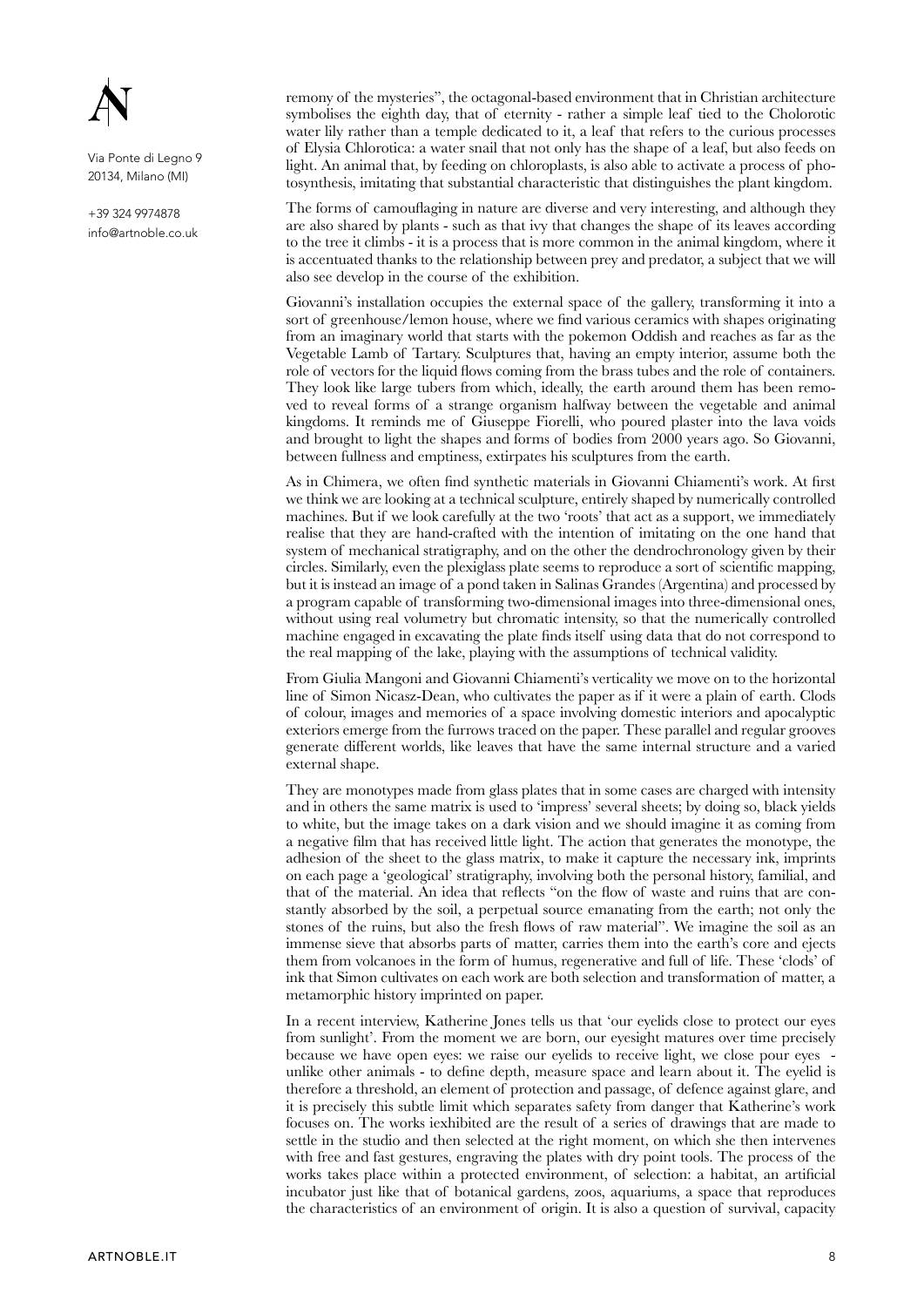remony of the mysteries", the octagonal-based environment that in Christian architecture symbolises the eighth day, that of eternity - rather a simple leaf tied to the Cholorotic water lily rather than a temple dedicated to it, a leaf that refers to the curious processes of Elysia Chlorotica: a water snail that not only has the shape of a leaf, but also feeds on light. An animal that, by feeding on chloroplasts, is also able to activate a process of photosynthesis, imitating that substantial characteristic that distinguishes the plant kingdom.

The forms of camouflaging in nature are diverse and very interesting, and although they are also shared by plants - such as that ivy that changes the shape of its leaves according to the tree it climbs - it is a process that is more common in the animal kingdom, where it is accentuated thanks to the relationship between prey and predator, a subject that we will also see develop in the course of the exhibition.

Giovanni's installation occupies the external space of the gallery, transforming it into a sort of greenhouse/lemon house, where we find various ceramics with shapes originating from an imaginary world that starts with the pokemon Oddish and reaches as far as the Vegetable Lamb of Tartary. Sculptures that, having an empty interior, assume both the role of vectors for the liquid flows coming from the brass tubes and the role of containers. They look like large tubers from which, ideally, the earth around them has been removed to reveal forms of a strange organism halfway between the vegetable and animal kingdoms. It reminds me of Giuseppe Fiorelli, who poured plaster into the lava voids and brought to light the shapes and forms of bodies from 2000 years ago. So Giovanni, between fullness and emptiness, extirpates his sculptures from the earth.

As in Chimera, we often find synthetic materials in Giovanni Chiamenti's work. At first we think we are looking at a technical sculpture, entirely shaped by numerically controlled machines. But if we look carefully at the two 'roots' that act as a support, we immediately realise that they are hand-crafted with the intention of imitating on the one hand that system of mechanical stratigraphy, and on the other the dendrochronology given by their circles. Similarly, even the plexiglass plate seems to reproduce a sort of scientific mapping, but it is instead an image of a pond taken in Salinas Grandes (Argentina) and processed by a program capable of transforming two-dimensional images into three-dimensional ones, without using real volumetry but chromatic intensity, so that the numerically controlled machine engaged in excavating the plate finds itself using data that do not correspond to the real mapping of the lake, playing with the assumptions of technical validity.

From Giulia Mangoni and Giovanni Chiamenti's verticality we move on to the horizontal line of Simon Nicasz-Dean, who cultivates the paper as if it were a plain of earth. Clods of colour, images and memories of a space involving domestic interiors and apocalyptic exteriors emerge from the furrows traced on the paper. These parallel and regular grooves generate different worlds, like leaves that have the same internal structure and a varied external shape.

They are monotypes made from glass plates that in some cases are charged with intensity and in others the same matrix is used to 'impress' several sheets; by doing so, black yields to white, but the image takes on a dark vision and we should imagine it as coming from a negative film that has received little light. The action that generates the monotype, the adhesion of the sheet to the glass matrix, to make it capture the necessary ink, imprints on each page a 'geological' stratigraphy, involving both the personal history, familial, and that of the material. An idea that reflects "on the flow of waste and ruins that are constantly absorbed by the soil, a perpetual source emanating from the earth; not only the stones of the ruins, but also the fresh flows of raw material". We imagine the soil as an immense sieve that absorbs parts of matter, carries them into the earth's core and ejects them from volcanoes in the form of humus, regenerative and full of life. These 'clods' of ink that Simon cultivates on each work are both selection and transformation of matter, a metamorphic history imprinted on paper.

In a recent interview, Katherine Jones tells us that 'our eyelids close to protect our eyes from sunlight'. From the moment we are born, our eyesight matures over time precisely because we have open eyes: we raise our eyelids to receive light, we close pour eyes - unlike other animals - to define depth, measure space and learn about it. The eyelid is therefore a threshold, an element of protection and passage, of defence against glare, and it is precisely this subtle limit which separates safety from danger that Katherine's work focuses on. The works iexhibited are the result of a series of drawings that are made to settle in the studio and then selected at the right moment, on which she then intervenes with free and fast gestures, engraving the plates with dry point tools. The process of the works takes place within a protected environment, of selection: a habitat, an artificial incubator just like that of botanical gardens, zoos, aquariums, a space that reproduces the characteristics of an environment of origin. It is also a question of survival, capacity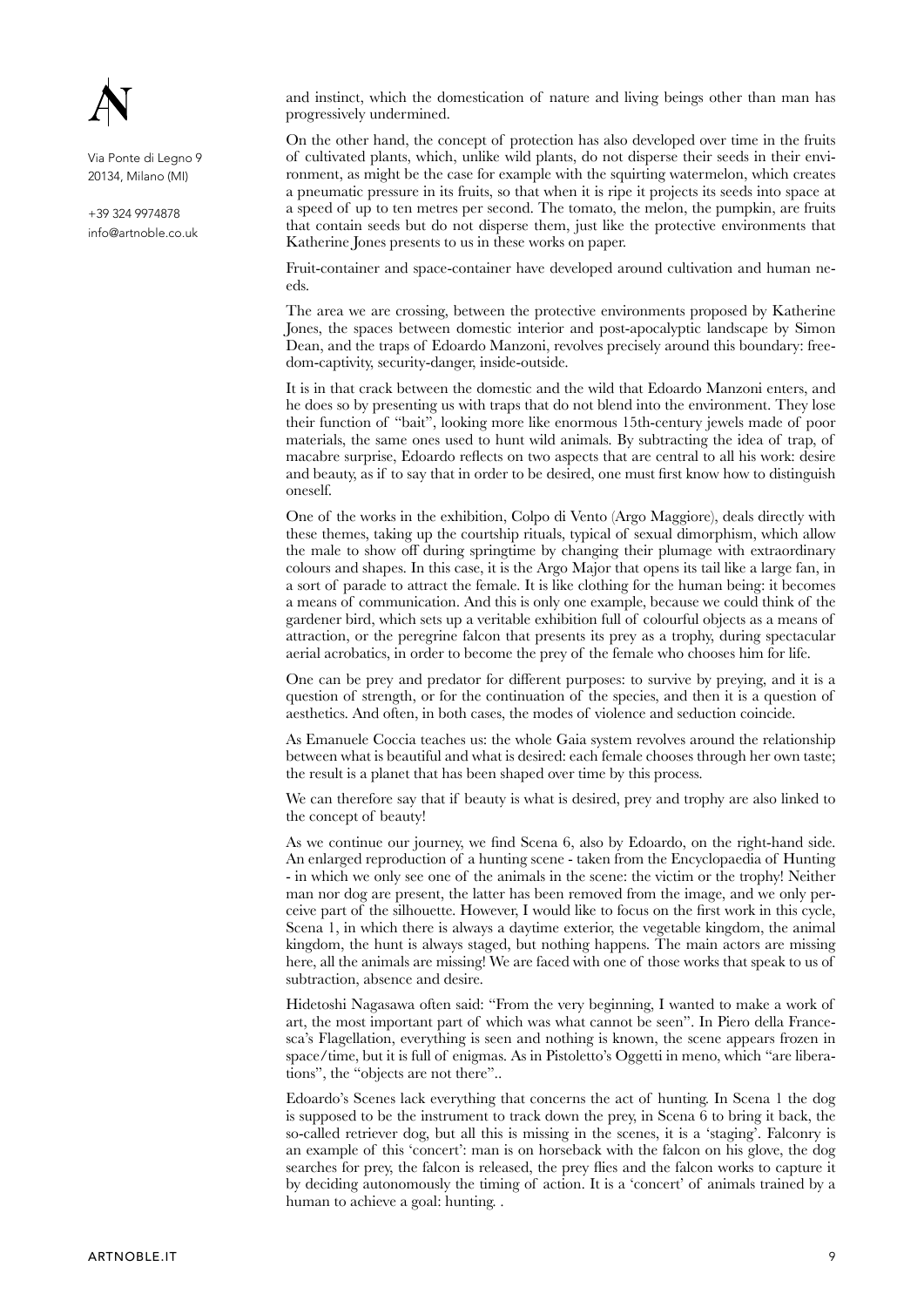and instinct, which the domestication of nature and living beings other than man has progressively undermined.

On the other hand, the concept of protection has also developed over time in the fruits of cultivated plants, which, unlike wild plants, do not disperse their seeds in their environment, as might be the case for example with the squirting watermelon, which creates a pneumatic pressure in its fruits, so that when it is ripe it projects its seeds into space at a speed of up to ten metres per second. The tomato, the melon, the pumpkin, are fruits that contain seeds but do not disperse them, just like the protective environments that Katherine Jones presents to us in these works on paper.

Fruit-container and space-container have developed around cultivation and human needs.

The area we are crossing, between the protective environments proposed by Katherine Jones, the spaces between domestic interior and post-apocalyptic landscape by Simon Dean, and the traps of Edoardo Manzoni, revolves precisely around this boundary: freedom-captivity, security-danger, inside-outside.

It is in that crack between the domestic and the wild that Edoardo Manzoni enters, and he does so by presenting us with traps that do not blend into the environment. They lose their function of "bait", looking more like enormous 15th-century jewels made of poor materials, the same ones used to hunt wild animals. By subtracting the idea of trap, of macabre surprise, Edoardo reflects on two aspects that are central to all his work: desire and beauty, as if to say that in order to be desired, one must first know how to distinguish oneself.

One of the works in the exhibition, Colpo di Vento (Argo Maggiore), deals directly with these themes, taking up the courtship rituals, typical of sexual dimorphism, which allow the male to show off during springtime by changing their plumage with extraordinary colours and shapes. In this case, it is the Argo Major that opens its tail like a large fan, in a sort of parade to attract the female. It is like clothing for the human being: it becomes a means of communication. And this is only one example, because we could think of the gardener bird, which sets up a veritable exhibition full of colourful objects as a means of attraction, or the peregrine falcon that presents its prey as a trophy, during spectacular aerial acrobatics, in order to become the prey of the female who chooses him for life.

One can be prey and predator for different purposes: to survive by preying, and it is a question of strength, or for the continuation of the species, and then it is a question of aesthetics. And often, in both cases, the modes of violence and seduction coincide.

As Emanuele Coccia teaches us: the whole Gaia system revolves around the relationship between what is beautiful and what is desired: each female chooses through her own taste; the result is a planet that has been shaped over time by this process.

We can therefore say that if beauty is what is desired, prey and trophy are also linked to the concept of beauty!

As we continue our journey, we find Scena 6, also by Edoardo, on the right-hand side. An enlarged reproduction of a hunting scene - taken from the Encyclopaedia of Hunting - in which we only see one of the animals in the scene: the victim or the trophy! Neither man nor dog are present, the latter has been removed from the image, and we only perceive part of the silhouette. However, I would like to focus on the first work in this cycle, Scena 1, in which there is always a daytime exterior, the vegetable kingdom, the animal kingdom, the hunt is always staged, but nothing happens. The main actors are missing here, all the animals are missing! We are faced with one of those works that speak to us of subtraction, absence and desire.

Hidetoshi Nagasawa often said: "From the very beginning, I wanted to make a work of art, the most important part of which was what cannot be seen". In Piero della Francesca's Flagellation, everything is seen and nothing is known, the scene appears frozen in space/time, but it is full of enigmas. As in Pistoletto's Oggetti in meno, which "are liberations", the "objects are not there"..

Edoardo's Scenes lack everything that concerns the act of hunting. In Scena 1 the dog is supposed to be the instrument to track down the prey, in Scena 6 to bring it back, the so-called retriever dog, but all this is missing in the scenes, it is a 'staging'. Falconry is an example of this 'concert': man is on horseback with the falcon on his glove, the dog searches for prey, the falcon is released, the prey flies and the falcon works to capture it by deciding autonomously the timing of action. It is a 'concert' of animals trained by a human to achieve a goal: hunting. .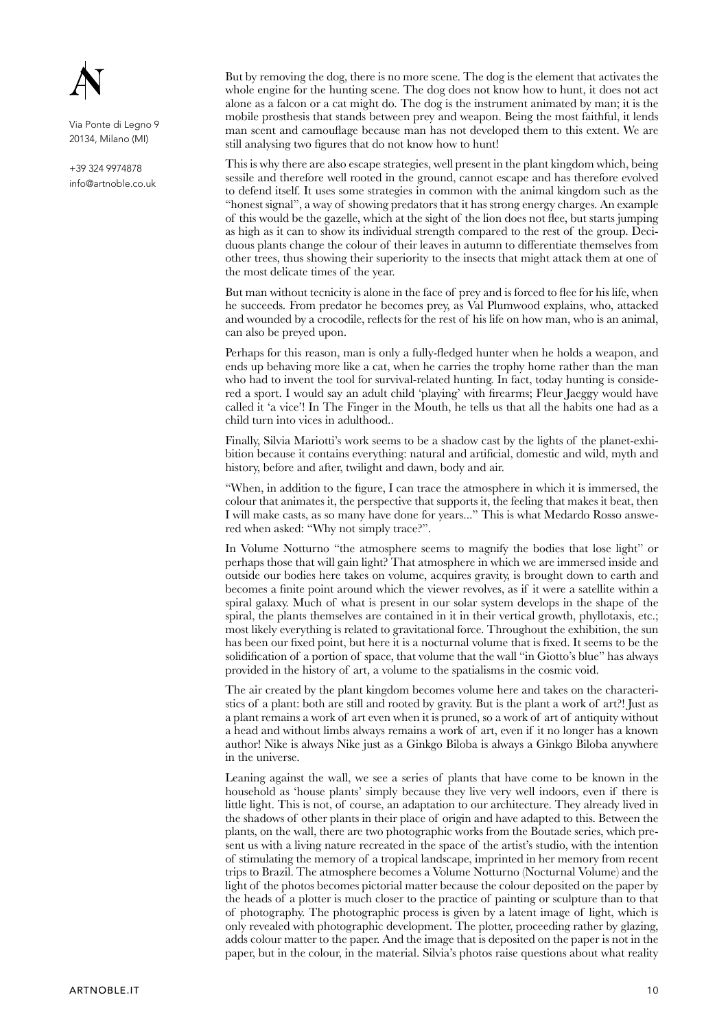But by removing the dog, there is no more scene. The dog is the element that activates the whole engine for the hunting scene. The dog does not know how to hunt, it does not act alone as a falcon or a cat might do. The dog is the instrument animated by man; it is the mobile prosthesis that stands between prey and weapon. Being the most faithful, it lends man scent and camouflage because man has not developed them to this extent. We are still analysing two figures that do not know how to hunt!

This is why there are also escape strategies, well present in the plant kingdom which, being sessile and therefore well rooted in the ground, cannot escape and has therefore evolved to defend itself. It uses some strategies in common with the animal kingdom such as the "honest signal", a way of showing predators that it has strong energy charges. An example of this would be the gazelle, which at the sight of the lion does not flee, but starts jumping as high as it can to show its individual strength compared to the rest of the group. Deciduous plants change the colour of their leaves in autumn to differentiate themselves from other trees, thus showing their superiority to the insects that might attack them at one of the most delicate times of the year.

But man without tecnicity is alone in the face of prey and is forced to flee for his life, when he succeeds. From predator he becomes prey, as Val Plumwood explains, who, attacked and wounded by a crocodile, reflects for the rest of his life on how man, who is an animal, can also be preyed upon.

Perhaps for this reason, man is only a fully-fledged hunter when he holds a weapon, and ends up behaving more like a cat, when he carries the trophy home rather than the man who had to invent the tool for survival-related hunting. In fact, today hunting is considered a sport. I would say an adult child 'playing' with firearms; Fleur Jaeggy would have called it 'a vice'! In The Finger in the Mouth, he tells us that all the habits one had as a child turn into vices in adulthood..

Finally, Silvia Mariotti's work seems to be a shadow cast by the lights of the planet-exhibition because it contains everything: natural and artificial, domestic and wild, myth and history, before and after, twilight and dawn, body and air.

"When, in addition to the figure, I can trace the atmosphere in which it is immersed, the colour that animates it, the perspective that supports it, the feeling that makes it beat, then I will make casts, as so many have done for years..." This is what Medardo Rosso answered when asked: "Why not simply trace?".

In Volume Notturno "the atmosphere seems to magnify the bodies that lose light" or perhaps those that will gain light? That atmosphere in which we are immersed inside and outside our bodies here takes on volume, acquires gravity, is brought down to earth and becomes a finite point around which the viewer revolves, as if it were a satellite within a spiral galaxy. Much of what is present in our solar system develops in the shape of the spiral, the plants themselves are contained in it in their vertical growth, phyllotaxis, etc.; most likely everything is related to gravitational force. Throughout the exhibition, the sun has been our fixed point, but here it is a nocturnal volume that is fixed. It seems to be the solidification of a portion of space, that volume that the wall "in Giotto's blue" has always provided in the history of art, a volume to the spatialisms in the cosmic void.

The air created by the plant kingdom becomes volume here and takes on the characteristics of a plant: both are still and rooted by gravity. But is the plant a work of art?! Just as a plant remains a work of art even when it is pruned, so a work of art of antiquity without a head and without limbs always remains a work of art, even if it no longer has a known author! Nike is always Nike just as a Ginkgo Biloba is always a Ginkgo Biloba anywhere in the universe.

Leaning against the wall, we see a series of plants that have come to be known in the household as 'house plants' simply because they live very well indoors, even if there is little light. This is not, of course, an adaptation to our architecture. They already lived in the shadows of other plants in their place of origin and have adapted to this. Between the plants, on the wall, there are two photographic works from the Boutade series, which present us with a living nature recreated in the space of the artist's studio, with the intention of stimulating the memory of a tropical landscape, imprinted in her memory from recent trips to Brazil. The atmosphere becomes a Volume Notturno (Nocturnal Volume) and the light of the photos becomes pictorial matter because the colour deposited on the paper by the heads of a plotter is much closer to the practice of painting or sculpture than to that of photography. The photographic process is given by a latent image of light, which is only revealed with photographic development. The plotter, proceeding rather by glazing, adds colour matter to the paper. And the image that is deposited on the paper is not in the paper, but in the colour, in the material. Silvia's photos raise questions about what reality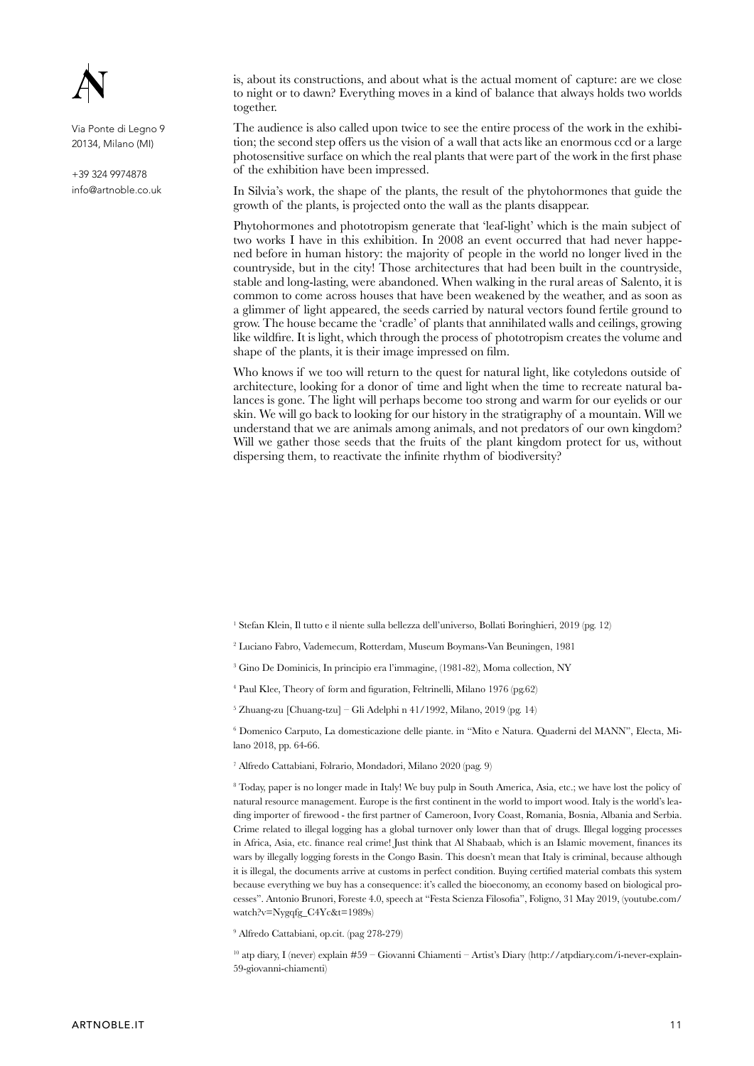is, about its constructions, and about what is the actual moment of capture: are we close to night or to dawn? Everything moves in a kind of balance that always holds two worlds together.

The audience is also called upon twice to see the entire process of the work in the exhibition; the second step offers us the vision of a wall that acts like an enormous ccd or a large photosensitive surface on which the real plants that were part of the work in the first phase of the exhibition have been impressed.

In Silvia's work, the shape of the plants, the result of the phytohormones that guide the growth of the plants, is projected onto the wall as the plants disappear.

Phytohormones and phototropism generate that 'leaf-light' which is the main subject of two works I have in this exhibition. In 2008 an event occurred that had never happened before in human history: the majority of people in the world no longer lived in the countryside, but in the city! Those architectures that had been built in the countryside, stable and long-lasting, were abandoned. When walking in the rural areas of Salento, it is common to come across houses that have been weakened by the weather, and as soon as a glimmer of light appeared, the seeds carried by natural vectors found fertile ground to grow. The house became the 'cradle' of plants that annihilated walls and ceilings, growing like wildfire. It is light, which through the process of phototropism creates the volume and shape of the plants, it is their image impressed on film.

Who knows if we too will return to the quest for natural light, like cotyledons outside of architecture, looking for a donor of time and light when the time to recreate natural balances is gone. The light will perhaps become too strong and warm for our eyelids or our skin. We will go back to looking for our history in the stratigraphy of a mountain. Will we understand that we are animals among animals, and not predators of our own kingdom? Will we gather those seeds that the fruits of the plant kingdom protect for us, without dispersing them, to reactivate the infinite rhythm of biodiversity?

[1] Stefan Klein, Il tutto e il niente sulla bellezza dell'universo, Bollati Boringhieri, 2019 (pg. 12)

[2] Luciano Fabro, Vademecum, Rotterdam, Museum Boymans-Van Beuningen, 1981

[3] Gino De Dominicis, In principio era l'immagine, (1981-82), Moma collection, NY

[4] Paul Klee, Theory of form and figuration, Feltrinelli, Milano 1976 (pg.62)

[5] Zhuang-zu [Chuang-tzu] – Gli Adelphi n 41/1992, Milano, 2019 (pg. 14)

[6] Domenico Carputo, La domesticazione delle piante. in "Mito e Natura. Quaderni del MANN", Electa, Milano 2018, pp. 64-66.

[7] Alfredo Cattabiani, Folrario, Mondadori, Milano 2020 (pag. 9)

[8] Today, paper is no longer made in Italy! We buy pulp in South America, Asia, etc.; we have lost the policy of natural resource management. Europe is the first continent in the world to import wood. Italy is the world's leading importer of firewood - the first partner of Cameroon, Ivory Coast, Romania, Bosnia, Albania and Serbia. Crime related to illegal logging has a global turnover only lower than that of drugs. Illegal logging processes in Africa, Asia, etc. finance real crime! Just think that Al Shabaab, which is an Islamic movement, finances its wars by illegally logging forests in the Congo Basin. This doesn't mean that Italy is criminal, because although it is illegal, the documents arrive at customs in perfect condition. Buying certified material combats this system because everything we buy has a consequence: it's called the bioeconomy, an economy based on biological processes". Antonio Brunori, Foreste 4.0, speech at "Festa Scienza Filosofia", Foligno, 31 May 2019, (youtube.com/watch?v=Nygqfg_C4Yc&t=1989s)

[9] Alfredo Cattabiani, op.cit. (pag 278-279)

[10] atp diary, I (never) explain #59 – Giovanni Chiamenti – Artist's Diary (http://atpdiary.com/i-never-explain-59-giovanni-chiamenti)